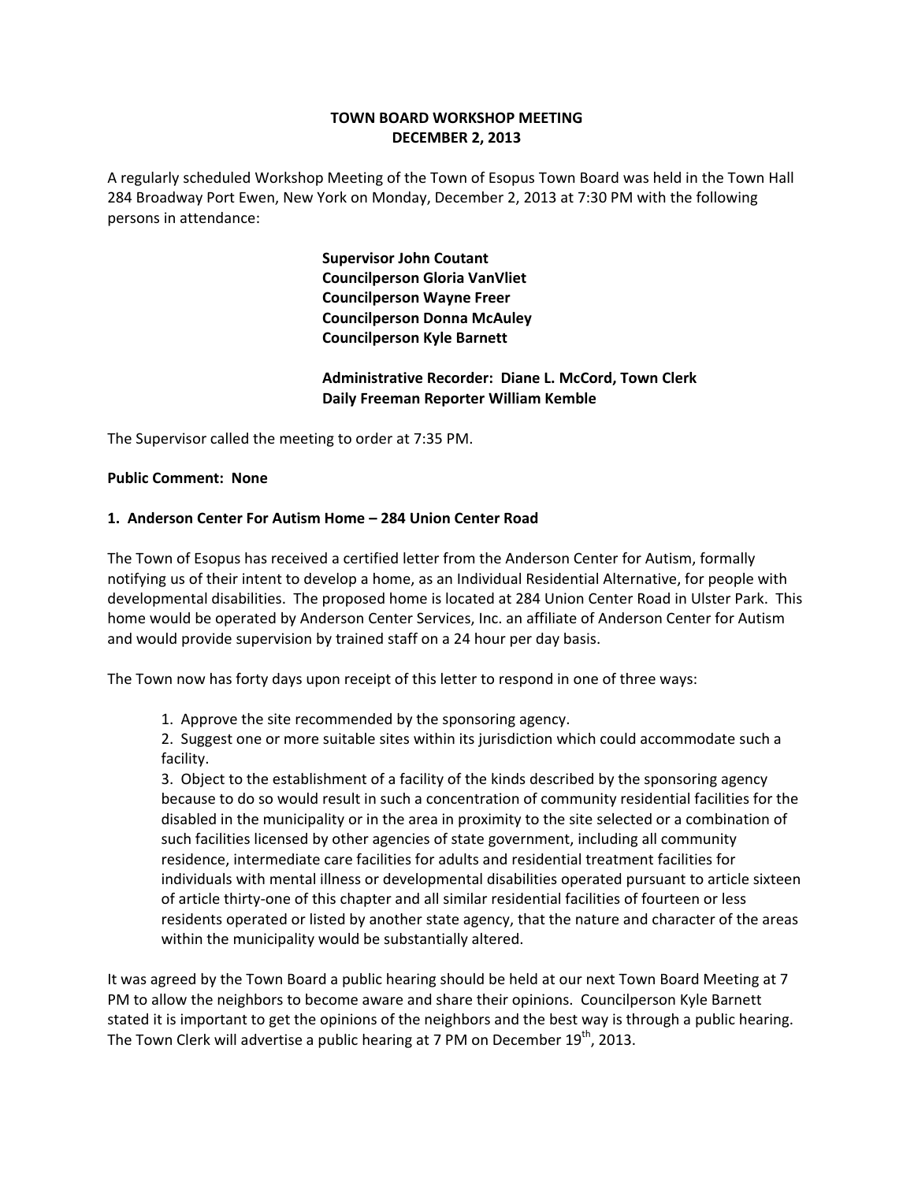# TOWN BOARD WORKSHOP MEETING
## DECEMBER 2, 2013

A regularly scheduled Workshop Meeting of the Town of Esopus Town Board was held in the Town Hall 284 Broadway Port Ewen, New York on Monday, December 2, 2013 at 7:30 PM with the following persons in attendance:

**Supervisor John Coutant**
**Councilperson Gloria VanVliet**
**Councilperson Wayne Freer**
**Councilperson Donna McAuley**
**Councilperson Kyle Barnett**

**Administrative Recorder: Diane L. McCord, Town Clerk**
**Daily Freeman Reporter William Kemble**

The Supervisor called the meeting to order at 7:35 PM.

**Public Comment: None**

**1. Anderson Center For Autism Home – 284 Union Center Road**

The Town of Esopus has received a certified letter from the Anderson Center for Autism, formally notifying us of their intent to develop a home, as an Individual Residential Alternative, for people with developmental disabilities. The proposed home is located at 284 Union Center Road in Ulster Park. This home would be operated by Anderson Center Services, Inc. an affiliate of Anderson Center for Autism and would provide supervision by trained staff on a 24 hour per day basis.

The Town now has forty days upon receipt of this letter to respond in one of three ways:

1. Approve the site recommended by the sponsoring agency.
2. Suggest one or more suitable sites within its jurisdiction which could accommodate such a facility.
3. Object to the establishment of a facility of the kinds described by the sponsoring agency because to do so would result in such a concentration of community residential facilities for the disabled in the municipality or in the area in proximity to the site selected or a combination of such facilities licensed by other agencies of state government, including all community residence, intermediate care facilities for adults and residential treatment facilities for individuals with mental illness or developmental disabilities operated pursuant to article sixteen of article thirty-one of this chapter and all similar residential facilities of fourteen or less residents operated or listed by another state agency, that the nature and character of the areas within the municipality would be substantially altered.

It was agreed by the Town Board a public hearing should be held at our next Town Board Meeting at 7 PM to allow the neighbors to become aware and share their opinions. Councilperson Kyle Barnett stated it is important to get the opinions of the neighbors and the best way is through a public hearing. The Town Clerk will advertise a public hearing at 7 PM on December 19th, 2013.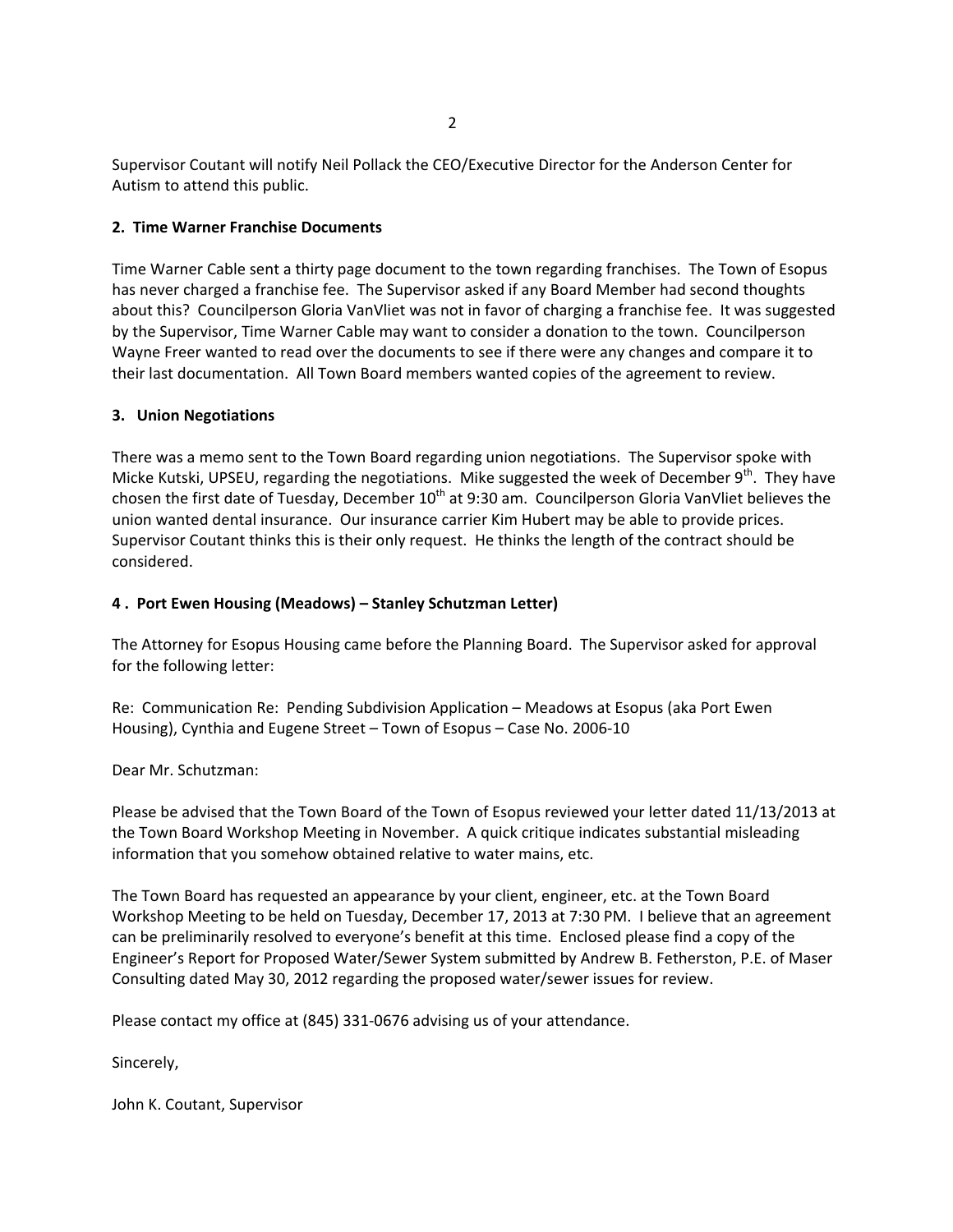Supervisor Coutant will notify Neil Pollack the CEO/Executive Director for the Anderson Center for Autism to attend this public.

**2. Time Warner Franchise Documents**

Time Warner Cable sent a thirty page document to the town regarding franchises. The Town of Esopus has never charged a franchise fee. The Supervisor asked if any Board Member had second thoughts about this? Councilperson Gloria VanVliet was not in favor of charging a franchise fee. It was suggested by the Supervisor, Time Warner Cable may want to consider a donation to the town. Councilperson Wayne Freer wanted to read over the documents to see if there were any changes and compare it to their last documentation. All Town Board members wanted copies of the agreement to review.

**3. Union Negotiations**

There was a memo sent to the Town Board regarding union negotiations. The Supervisor spoke with Micke Kutski, UPSEU, regarding the negotiations. Mike suggested the week of December 9th. They have chosen the first date of Tuesday, December 10th at 9:30 am. Councilperson Gloria VanVliet believes the union wanted dental insurance. Our insurance carrier Kim Hubert may be able to provide prices. Supervisor Coutant thinks this is their only request. He thinks the length of the contract should be considered.

**4 . Port Ewen Housing (Meadows) – Stanley Schutzman Letter)**

The Attorney for Esopus Housing came before the Planning Board. The Supervisor asked for approval for the following letter:

Re: Communication Re: Pending Subdivision Application – Meadows at Esopus (aka Port Ewen Housing), Cynthia and Eugene Street – Town of Esopus – Case No. 2006-10

Dear Mr. Schutzman:

Please be advised that the Town Board of the Town of Esopus reviewed your letter dated 11/13/2013 at the Town Board Workshop Meeting in November. A quick critique indicates substantial misleading information that you somehow obtained relative to water mains, etc.

The Town Board has requested an appearance by your client, engineer, etc. at the Town Board Workshop Meeting to be held on Tuesday, December 17, 2013 at 7:30 PM. I believe that an agreement can be preliminarily resolved to everyone's benefit at this time. Enclosed please find a copy of the Engineer's Report for Proposed Water/Sewer System submitted by Andrew B. Fetherston, P.E. of Maser Consulting dated May 30, 2012 regarding the proposed water/sewer issues for review.

Please contact my office at (845) 331-0676 advising us of your attendance.

Sincerely,

John K. Coutant, Supervisor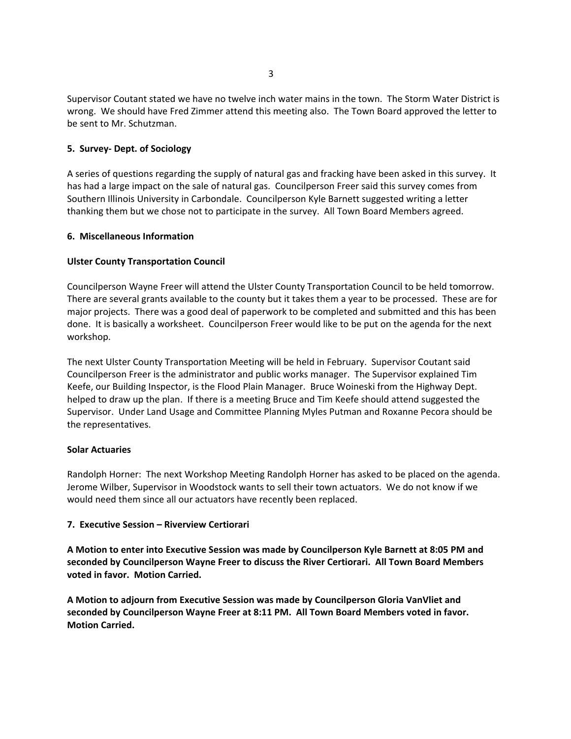Supervisor Coutant stated we have no twelve inch water mains in the town. The Storm Water District is wrong. We should have Fred Zimmer attend this meeting also. The Town Board approved the letter to be sent to Mr. Schutzman.

**5. Survey- Dept. of Sociology**

A series of questions regarding the supply of natural gas and fracking have been asked in this survey. It has had a large impact on the sale of natural gas. Councilperson Freer said this survey comes from Southern Illinois University in Carbondale. Councilperson Kyle Barnett suggested writing a letter thanking them but we chose not to participate in the survey. All Town Board Members agreed.

**6. Miscellaneous Information**

**Ulster County Transportation Council**

Councilperson Wayne Freer will attend the Ulster County Transportation Council to be held tomorrow. There are several grants available to the county but it takes them a year to be processed. These are for major projects. There was a good deal of paperwork to be completed and submitted and this has been done. It is basically a worksheet. Councilperson Freer would like to be put on the agenda for the next workshop.

The next Ulster County Transportation Meeting will be held in February. Supervisor Coutant said Councilperson Freer is the administrator and public works manager. The Supervisor explained Tim Keefe, our Building Inspector, is the Flood Plain Manager. Bruce Woineski from the Highway Dept. helped to draw up the plan. If there is a meeting Bruce and Tim Keefe should attend suggested the Supervisor. Under Land Usage and Committee Planning Myles Putman and Roxanne Pecora should be the representatives.

**Solar Actuaries**

Randolph Horner: The next Workshop Meeting Randolph Horner has asked to be placed on the agenda. Jerome Wilber, Supervisor in Woodstock wants to sell their town actuators. We do not know if we would need them since all our actuators have recently been replaced.

**7. Executive Session – Riverview Certiorari**

**A Motion to enter into Executive Session was made by Councilperson Kyle Barnett at 8:05 PM and seconded by Councilperson Wayne Freer to discuss the River Certiorari. All Town Board Members voted in favor. Motion Carried.**

**A Motion to adjourn from Executive Session was made by Councilperson Gloria VanVliet and seconded by Councilperson Wayne Freer at 8:11 PM. All Town Board Members voted in favor. Motion Carried.**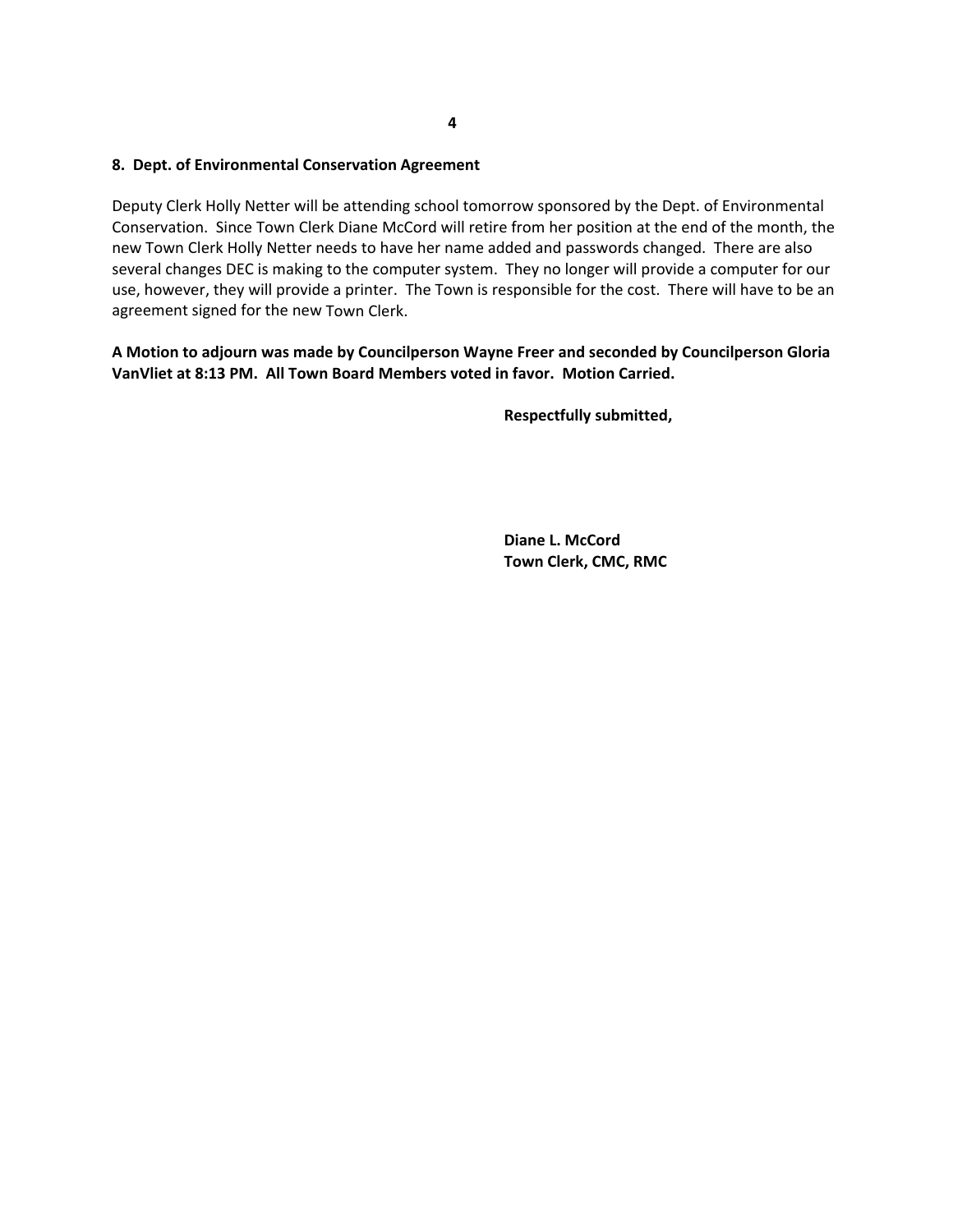**8. Dept. of Environmental Conservation Agreement**

Deputy Clerk Holly Netter will be attending school tomorrow sponsored by the Dept. of Environmental Conservation. Since Town Clerk Diane McCord will retire from her position at the end of the month, the new Town Clerk Holly Netter needs to have her name added and passwords changed. There are also several changes DEC is making to the computer system. They no longer will provide a computer for our use, however, they will provide a printer. The Town is responsible for the cost. There will have to be an agreement signed for the new Town Clerk.

**A Motion to adjourn was made by Councilperson Wayne Freer and seconded by Councilperson Gloria VanVliet at 8:13 PM. All Town Board Members voted in favor. Motion Carried.**

**Respectfully submitted,**

**Diane L. McCord**
**Town Clerk, CMC, RMC**